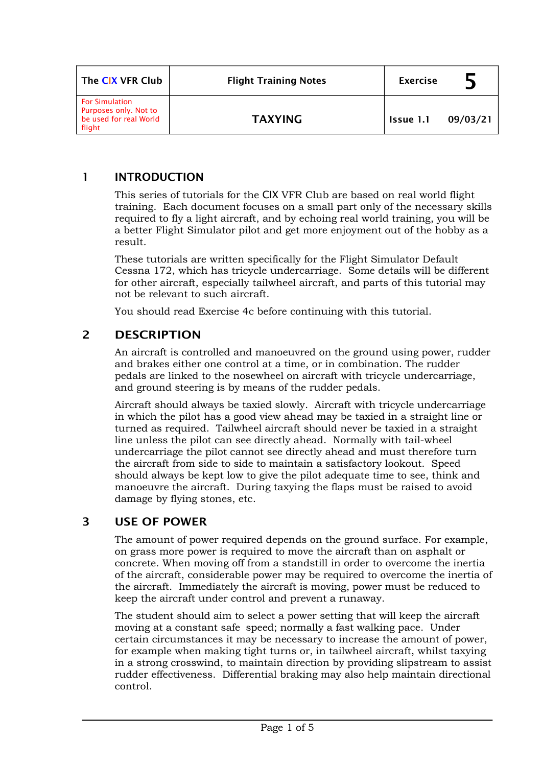| The CIX VFR Club | Flight Training Notes | Exercise 5 |
| --- | --- | --- |
| For Simulation Purposes only. Not to be used for real World flight | TAXYING | Issue 1.1 09/03/21 |

## 1 INTRODUCTION

This series of tutorials for the CIX VFR Club are based on real world flight training. Each document focuses on a small part only of the necessary skills required to fly a light aircraft, and by echoing real world training, you will be a better Flight Simulator pilot and get more enjoyment out of the hobby as a result.

These tutorials are written specifically for the Flight Simulator Default Cessna 172, which has tricycle undercarriage. Some details will be different for other aircraft, especially tailwheel aircraft, and parts of this tutorial may not be relevant to such aircraft.

You should read Exercise 4c before continuing with this tutorial.

## 2 DESCRIPTION

An aircraft is controlled and manoeuvred on the ground using power, rudder and brakes either one control at a time, or in combination. The rudder pedals are linked to the nosewheel on aircraft with tricycle undercarriage, and ground steering is by means of the rudder pedals.

Aircraft should always be taxied slowly. Aircraft with tricycle undercarriage in which the pilot has a good view ahead may be taxied in a straight line or turned as required. Tailwheel aircraft should never be taxied in a straight line unless the pilot can see directly ahead. Normally with tail-wheel undercarriage the pilot cannot see directly ahead and must therefore turn the aircraft from side to side to maintain a satisfactory lookout. Speed should always be kept low to give the pilot adequate time to see, think and manoeuvre the aircraft. During taxying the flaps must be raised to avoid damage by flying stones, etc.

## 3 USE OF POWER

The amount of power required depends on the ground surface. For example, on grass more power is required to move the aircraft than on asphalt or concrete. When moving off from a standstill in order to overcome the inertia of the aircraft, considerable power may be required to overcome the inertia of the aircraft. Immediately the aircraft is moving, power must be reduced to keep the aircraft under control and prevent a runaway.

The student should aim to select a power setting that will keep the aircraft moving at a constant safe speed; normally a fast walking pace. Under certain circumstances it may be necessary to increase the amount of power, for example when making tight turns or, in tailwheel aircraft, whilst taxying in a strong crosswind, to maintain direction by providing slipstream to assist rudder effectiveness. Differential braking may also help maintain directional control.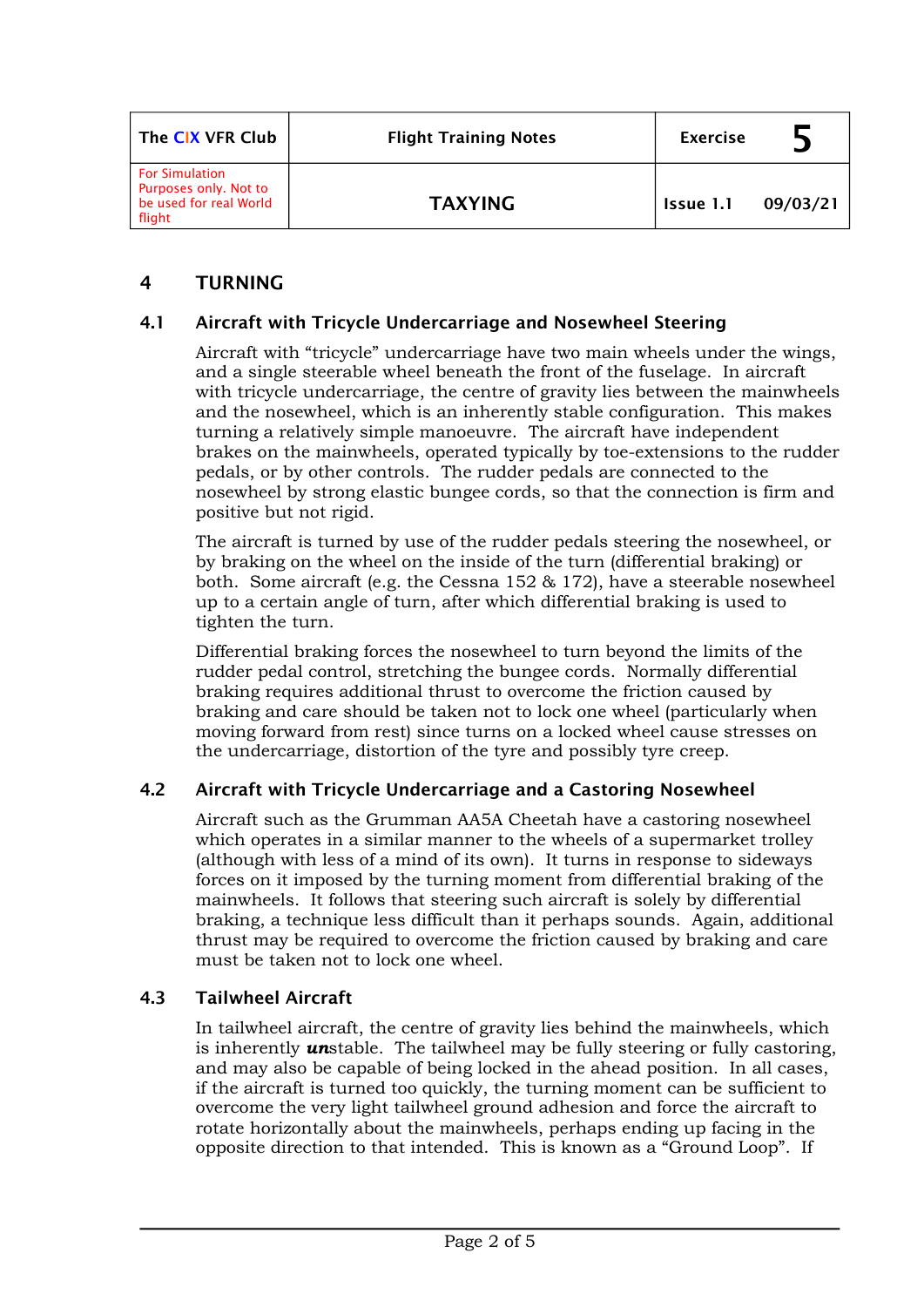| The CIX VFR Club | Flight Training Notes | Exercise | 5 |
|---|---|---|---|
| For Simulation Purposes only. Not to be used for real World flight | TAXYING | Issue 1.1 | 09/03/21 |

## 4 TURNING

### 4.1 Aircraft with Tricycle Undercarriage and Nosewheel Steering

Aircraft with "tricycle" undercarriage have two main wheels under the wings, and a single steerable wheel beneath the front of the fuselage. In aircraft with tricycle undercarriage, the centre of gravity lies between the mainwheels and the nosewheel, which is an inherently stable configuration. This makes turning a relatively simple manoeuvre. The aircraft have independent brakes on the mainwheels, operated typically by toe-extensions to the rudder pedals, or by other controls. The rudder pedals are connected to the nosewheel by strong elastic bungee cords, so that the connection is firm and positive but not rigid.

The aircraft is turned by use of the rudder pedals steering the nosewheel, or by braking on the wheel on the inside of the turn (differential braking) or both. Some aircraft (e.g. the Cessna 152 & 172), have a steerable nosewheel up to a certain angle of turn, after which differential braking is used to tighten the turn.

Differential braking forces the nosewheel to turn beyond the limits of the rudder pedal control, stretching the bungee cords. Normally differential braking requires additional thrust to overcome the friction caused by braking and care should be taken not to lock one wheel (particularly when moving forward from rest) since turns on a locked wheel cause stresses on the undercarriage, distortion of the tyre and possibly tyre creep.

### 4.2 Aircraft with Tricycle Undercarriage and a Castoring Nosewheel

Aircraft such as the Grumman AA5A Cheetah have a castoring nosewheel which operates in a similar manner to the wheels of a supermarket trolley (although with less of a mind of its own). It turns in response to sideways forces on it imposed by the turning moment from differential braking of the mainwheels. It follows that steering such aircraft is solely by differential braking, a technique less difficult than it perhaps sounds. Again, additional thrust may be required to overcome the friction caused by braking and care must be taken not to lock one wheel.

### 4.3 Tailwheel Aircraft

In tailwheel aircraft, the centre of gravity lies behind the mainwheels, which is inherently ***un***stable. The tailwheel may be fully steering or fully castoring, and may also be capable of being locked in the ahead position. In all cases, if the aircraft is turned too quickly, the turning moment can be sufficient to overcome the very light tailwheel ground adhesion and force the aircraft to rotate horizontally about the mainwheels, perhaps ending up facing in the opposite direction to that intended. This is known as a "Ground Loop". If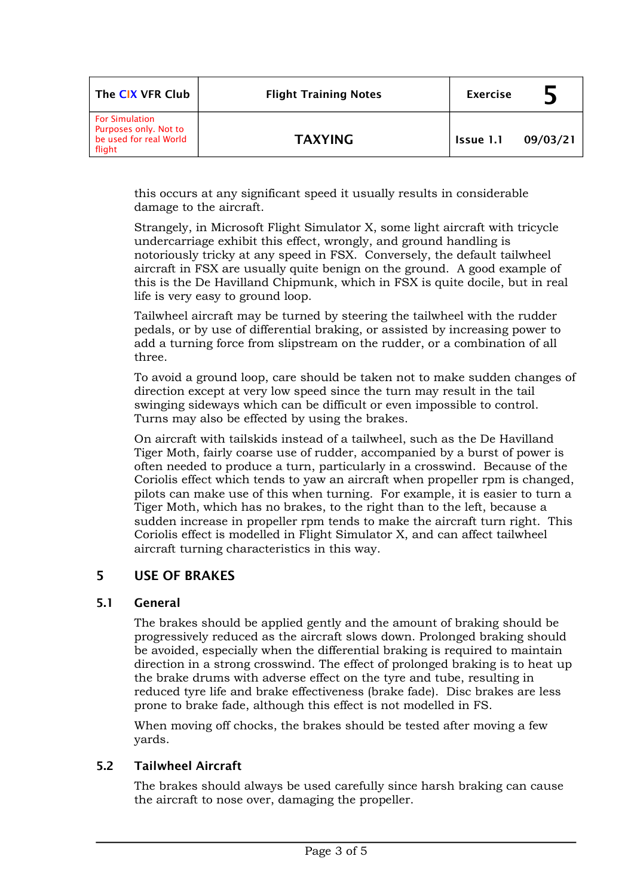this occurs at any significant speed it usually results in considerable damage to the aircraft.

Strangely, in Microsoft Flight Simulator X, some light aircraft with tricycle undercarriage exhibit this effect, wrongly, and ground handling is notoriously tricky at any speed in FSX. Conversely, the default tailwheel aircraft in FSX are usually quite benign on the ground. A good example of this is the De Havilland Chipmunk, which in FSX is quite docile, but in real life is very easy to ground loop.

Tailwheel aircraft may be turned by steering the tailwheel with the rudder pedals, or by use of differential braking, or assisted by increasing power to add a turning force from slipstream on the rudder, or a combination of all three.

To avoid a ground loop, care should be taken not to make sudden changes of direction except at very low speed since the turn may result in the tail swinging sideways which can be difficult or even impossible to control. Turns may also be effected by using the brakes.

On aircraft with tailskids instead of a tailwheel, such as the De Havilland Tiger Moth, fairly coarse use of rudder, accompanied by a burst of power is often needed to produce a turn, particularly in a crosswind. Because of the Coriolis effect which tends to yaw an aircraft when propeller rpm is changed, pilots can make use of this when turning. For example, it is easier to turn a Tiger Moth, which has no brakes, to the right than to the left, because a sudden increase in propeller rpm tends to make the aircraft turn right. This Coriolis effect is modelled in Flight Simulator X, and can affect tailwheel aircraft turning characteristics in this way.

## 5 USE OF BRAKES

### 5.1 General

The brakes should be applied gently and the amount of braking should be progressively reduced as the aircraft slows down. Prolonged braking should be avoided, especially when the differential braking is required to maintain direction in a strong crosswind. The effect of prolonged braking is to heat up the brake drums with adverse effect on the tyre and tube, resulting in reduced tyre life and brake effectiveness (brake fade). Disc brakes are less prone to brake fade, although this effect is not modelled in FS.

When moving off chocks, the brakes should be tested after moving a few yards.

### 5.2 Tailwheel Aircraft

The brakes should always be used carefully since harsh braking can cause the aircraft to nose over, damaging the propeller.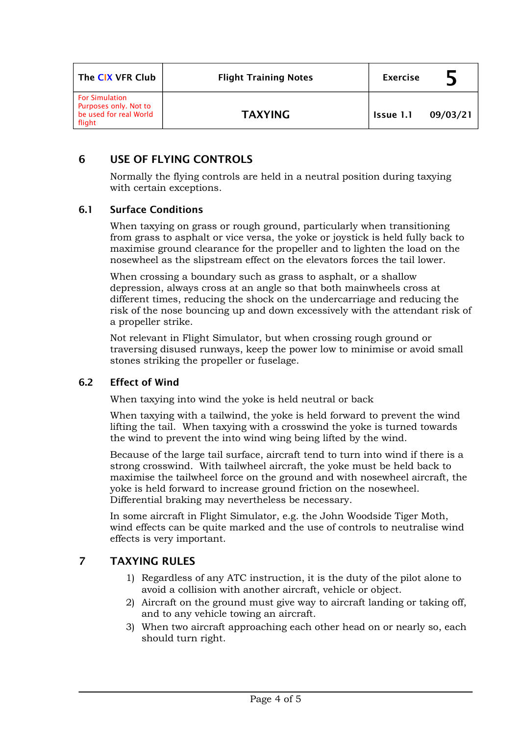| The CIX VFR Club | Flight Training Notes | Exercise | 5 |
| --- | --- | --- | --- |
| For Simulation Purposes only. Not to be used for real World flight | TAXYING | Issue 1.1 | 09/03/21 |

## 6 USE OF FLYING CONTROLS

Normally the flying controls are held in a neutral position during taxying with certain exceptions.

### 6.1 Surface Conditions

When taxying on grass or rough ground, particularly when transitioning from grass to asphalt or vice versa, the yoke or joystick is held fully back to maximise ground clearance for the propeller and to lighten the load on the nosewheel as the slipstream effect on the elevators forces the tail lower.

When crossing a boundary such as grass to asphalt, or a shallow depression, always cross at an angle so that both mainwheels cross at different times, reducing the shock on the undercarriage and reducing the risk of the nose bouncing up and down excessively with the attendant risk of a propeller strike.

Not relevant in Flight Simulator, but when crossing rough ground or traversing disused runways, keep the power low to minimise or avoid small stones striking the propeller or fuselage.

### 6.2 Effect of Wind

When taxying into wind the yoke is held neutral or back

When taxying with a tailwind, the yoke is held forward to prevent the wind lifting the tail. When taxying with a crosswind the yoke is turned towards the wind to prevent the into wind wing being lifted by the wind.

Because of the large tail surface, aircraft tend to turn into wind if there is a strong crosswind. With tailwheel aircraft, the yoke must be held back to maximise the tailwheel force on the ground and with nosewheel aircraft, the yoke is held forward to increase ground friction on the nosewheel. Differential braking may nevertheless be necessary.

In some aircraft in Flight Simulator, e.g. the John Woodside Tiger Moth, wind effects can be quite marked and the use of controls to neutralise wind effects is very important.

## 7 TAXYING RULES

1) Regardless of any ATC instruction, it is the duty of the pilot alone to avoid a collision with another aircraft, vehicle or object.
2) Aircraft on the ground must give way to aircraft landing or taking off, and to any vehicle towing an aircraft.
3) When two aircraft approaching each other head on or nearly so, each should turn right.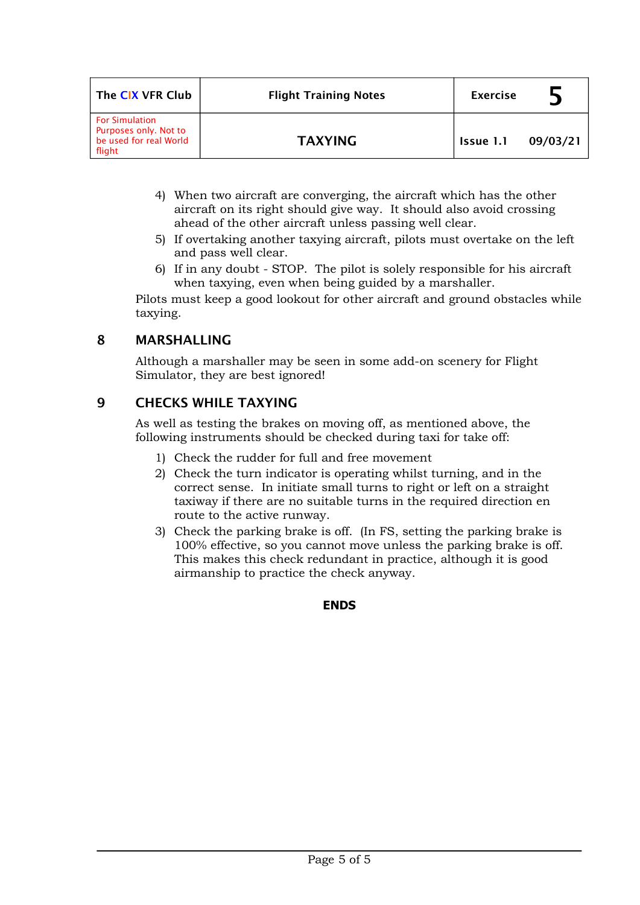4) When two aircraft are converging, the aircraft which has the other aircraft on its right should give way. It should also avoid crossing ahead of the other aircraft unless passing well clear.
5) If overtaking another taxying aircraft, pilots must overtake on the left and pass well clear.
6) If in any doubt - STOP. The pilot is solely responsible for his aircraft when taxying, even when being guided by a marshaller.

Pilots must keep a good lookout for other aircraft and ground obstacles while taxying.

## 8 MARSHALLING

Although a marshaller may be seen in some add-on scenery for Flight Simulator, they are best ignored!

## 9 CHECKS WHILE TAXYING

As well as testing the brakes on moving off, as mentioned above, the following instruments should be checked during taxi for take off:

1) Check the rudder for full and free movement
2) Check the turn indicator is operating whilst turning, and in the correct sense. In initiate small turns to right or left on a straight taxiway if there are no suitable turns in the required direction en route to the active runway.
3) Check the parking brake is off. (In FS, setting the parking brake is 100% effective, so you cannot move unless the parking brake is off. This makes this check redundant in practice, although it is good airmanship to practice the check anyway.

**ENDS**